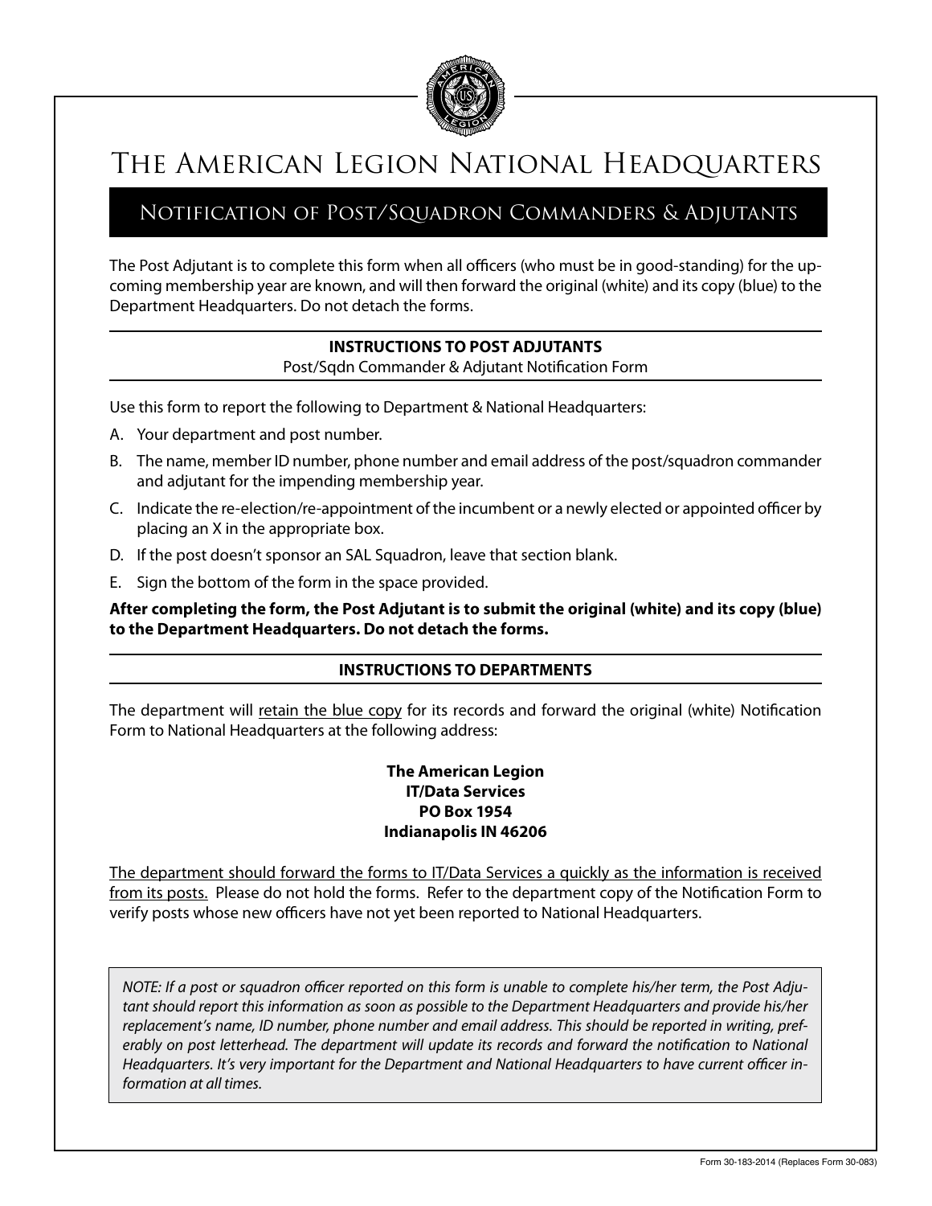# The American Legion National Headquarters

## Notification of Post/Squadron Commanders & Adjutants

The Post Adjutant is to complete this form when all officers (who must be in good-standing) for the upcoming membership year are known, and will then forward the original (white) and its copy (blue) to the Department Headquarters. Do not detach the forms.

**INSTRUCTIONS TO POST ADJUTANTS**

Post/Sqdn Commander & Adjutant Notification Form

Use this form to report the following to Department & National Headquarters:

A. Your department and post number.

B. The name, member ID number, phone number and email address of the post/squadron commander and adjutant for the impending membership year.

C. Indicate the re-election/re-appointment of the incumbent or a newly elected or appointed officer by placing an X in the appropriate box.

D. If the post doesn't sponsor an SAL Squadron, leave that section blank.

E. Sign the bottom of the form in the space provided.

**After completing the form, the Post Adjutant is to submit the original (white) and its copy (blue) to the Department Headquarters. Do not detach the forms.**

**INSTRUCTIONS TO DEPARTMENTS**

The department will retain the blue copy for its records and forward the original (white) Notification Form to National Headquarters at the following address:

**The American Legion**
**IT/Data Services**
**PO Box 1954**
**Indianapolis IN 46206**

The department should forward the forms to IT/Data Services a quickly as the information is received from its posts. Please do not hold the forms. Refer to the department copy of the Notification Form to verify posts whose new officers have not yet been reported to National Headquarters.

*NOTE: If a post or squadron officer reported on this form is unable to complete his/her term, the Post Adjutant should report this information as soon as possible to the Department Headquarters and provide his/her replacement's name, ID number, phone number and email address. This should be reported in writing, preferably on post letterhead. The department will update its records and forward the notification to National Headquarters. It's very important for the Department and National Headquarters to have current officer information at all times.*

Form 30-183-2014 (Replaces Form 30-083)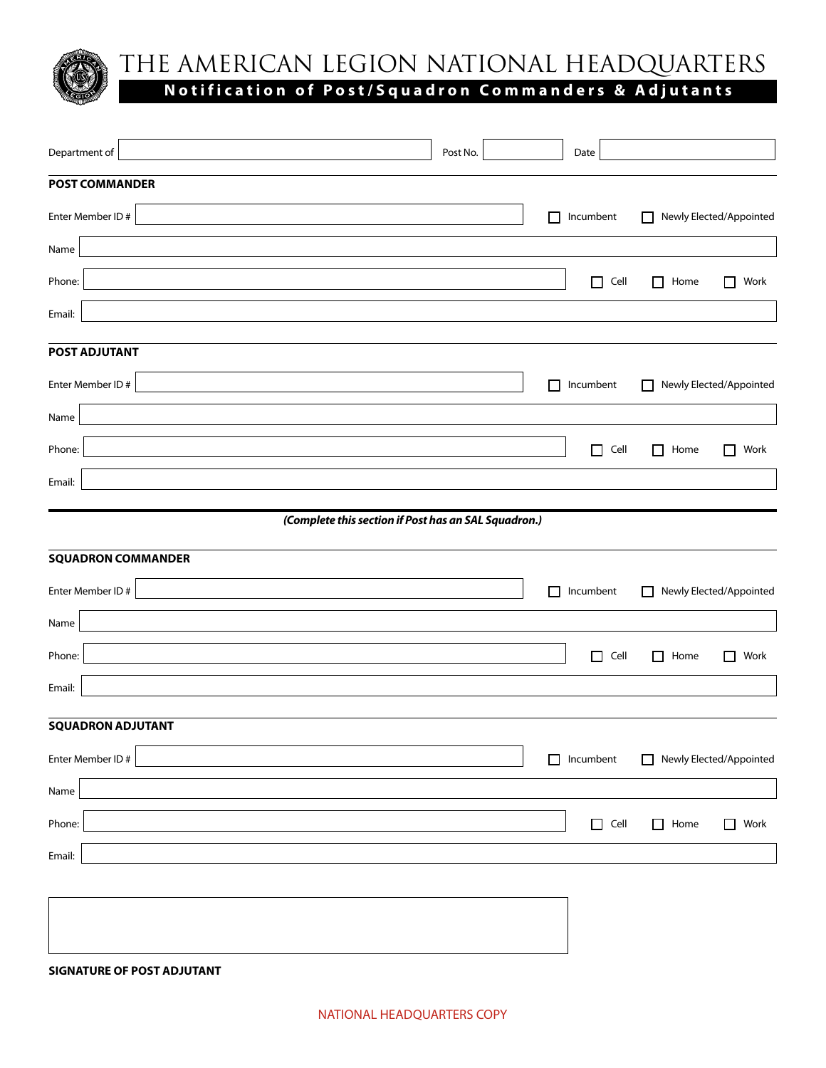# THE AMERICAN LEGION NATIONAL HEADQUARTERS

## Notification of Post/Squadron Commanders & Adjutants

Department of ______________________ Post No. __________ Date ______________

### POST COMMANDER

Enter Member ID # ______________________ ☐ Incumbent ☐ Newly Elected/Appointed

Name ______________________

Phone: ______________________ ☐ Cell ☐ Home ☐ Work

Email: ______________________

### POST ADJUTANT

Enter Member ID # ______________________ ☐ Incumbent ☐ Newly Elected/Appointed

Name ______________________

Phone: ______________________ ☐ Cell ☐ Home ☐ Work

Email: ______________________

***(Complete this section if Post has an SAL Squadron.)***

### SQUADRON COMMANDER

Enter Member ID # ______________________ ☐ Incumbent ☐ Newly Elected/Appointed

Name ______________________

Phone: ______________________ ☐ Cell ☐ Home ☐ Work

Email: ______________________

### SQUADRON ADJUTANT

Enter Member ID # ______________________ ☐ Incumbent ☐ Newly Elected/Appointed

Name ______________________

Phone: ______________________ ☐ Cell ☐ Home ☐ Work

Email: ______________________

______________________

**SIGNATURE OF POST ADJUTANT**

NATIONAL HEADQUARTERS COPY